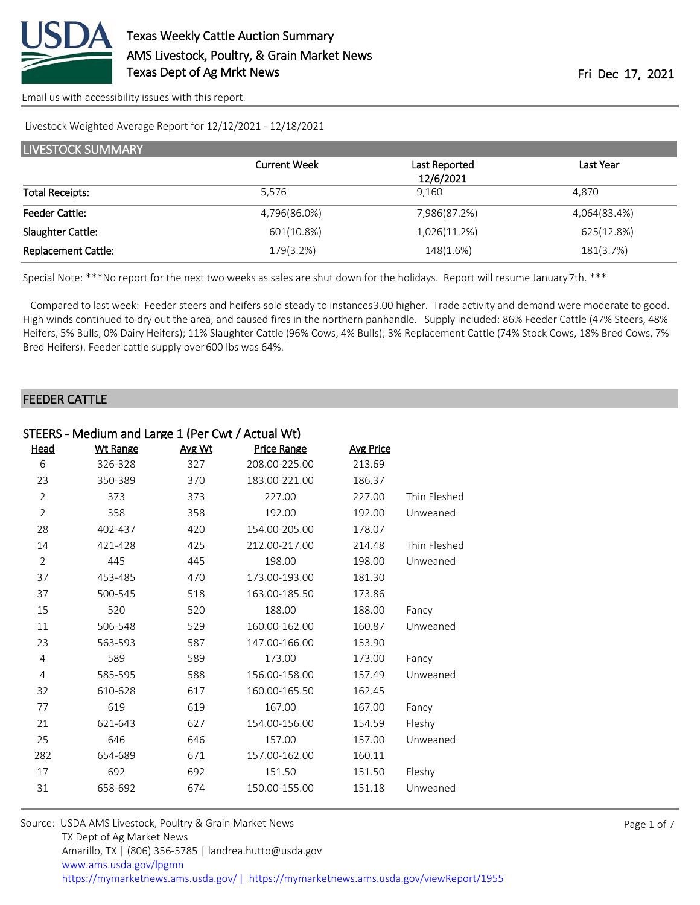# Texas Weekly Cattle Auction Summary

AMS Livestock, Poultry, & Grain Market News
Texas Dept of Ag Mrkt News

Fri Dec 17, 2021

Email us with accessibility issues with this report.

Livestock Weighted Average Report for 12/12/2021 - 12/18/2021

## LIVESTOCK SUMMARY

| | Current Week | Last Reported 12/6/2021 | Last Year |
|---|---|---|---|
| Total Receipts: | 5,576 | 9,160 | 4,870 |
| Feeder Cattle: | 4,796(86.0%) | 7,986(87.2%) | 4,064(83.4%) |
| Slaughter Cattle: | 601(10.8%) | 1,026(11.2%) | 625(12.8%) |
| Replacement Cattle: | 179(3.2%) | 148(1.6%) | 181(3.7%) |

Special Note: ***No report for the next two weeks as sales are shut down for the holidays. Report will resume January 7th. ***

Compared to last week: Feeder steers and heifers sold steady to instances 3.00 higher. Trade activity and demand were moderate to good. High winds continued to dry out the area, and caused fires in the northern panhandle. Supply included: 86% Feeder Cattle (47% Steers, 48% Heifers, 5% Bulls, 0% Dairy Heifers); 11% Slaughter Cattle (96% Cows, 4% Bulls); 3% Replacement Cattle (74% Stock Cows, 18% Bred Cows, 7% Bred Heifers). Feeder cattle supply over 600 lbs was 64%.

## FEEDER CATTLE

### STEERS - Medium and Large 1 (Per Cwt / Actual Wt)

| Head | Wt Range | Avg Wt | Price Range | Avg Price | |
|---|---|---|---|---|---|
| 6 | 326-328 | 327 | 208.00-225.00 | 213.69 | |
| 23 | 350-389 | 370 | 183.00-221.00 | 186.37 | |
| 2 | 373 | 373 | 227.00 | 227.00 | Thin Fleshed |
| 2 | 358 | 358 | 192.00 | 192.00 | Unweaned |
| 28 | 402-437 | 420 | 154.00-205.00 | 178.07 | |
| 14 | 421-428 | 425 | 212.00-217.00 | 214.48 | Thin Fleshed |
| 2 | 445 | 445 | 198.00 | 198.00 | Unweaned |
| 37 | 453-485 | 470 | 173.00-193.00 | 181.30 | |
| 37 | 500-545 | 518 | 163.00-185.50 | 173.86 | |
| 15 | 520 | 520 | 188.00 | 188.00 | Fancy |
| 11 | 506-548 | 529 | 160.00-162.00 | 160.87 | Unweaned |
| 23 | 563-593 | 587 | 147.00-166.00 | 153.90 | |
| 4 | 589 | 589 | 173.00 | 173.00 | Fancy |
| 4 | 585-595 | 588 | 156.00-158.00 | 157.49 | Unweaned |
| 32 | 610-628 | 617 | 160.00-165.50 | 162.45 | |
| 77 | 619 | 619 | 167.00 | 167.00 | Fancy |
| 21 | 621-643 | 627 | 154.00-156.00 | 154.59 | Fleshy |
| 25 | 646 | 646 | 157.00 | 157.00 | Unweaned |
| 282 | 654-689 | 671 | 157.00-162.00 | 160.11 | |
| 17 | 692 | 692 | 151.50 | 151.50 | Fleshy |
| 31 | 658-692 | 674 | 150.00-155.00 | 151.18 | Unweaned |

Source: USDA AMS Livestock, Poultry & Grain Market News
TX Dept of Ag Market News
Amarillo, TX | (806) 356-5785 | landrea.hutto@usda.gov
www.ams.usda.gov/lpgmn
https://mymarketnews.ams.usda.gov/ | https://mymarketnews.ams.usda.gov/viewReport/1955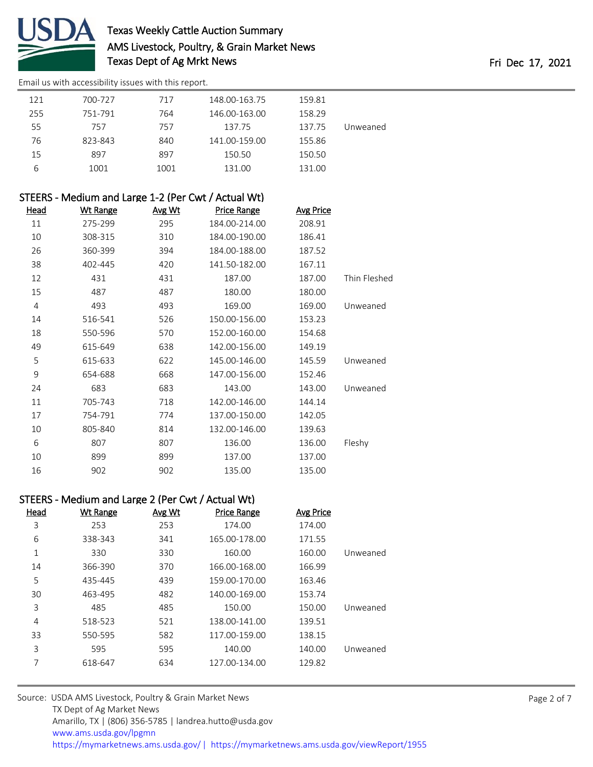| | | | | | |
|---|---|---|---|---|---|
| 121 | 700-727 | 717 | 148.00-163.75 | 159.81 | |
| 255 | 751-791 | 764 | 146.00-163.00 | 158.29 | |
| 55 | 757 | 757 | 137.75 | 137.75 | Unweaned |
| 76 | 823-843 | 840 | 141.00-159.00 | 155.86 | |
| 15 | 897 | 897 | 150.50 | 150.50 | |
| 6 | 1001 | 1001 | 131.00 | 131.00 | |

## STEERS - Medium and Large 1-2 (Per Cwt / Actual Wt)

| Head | Wt Range | Avg Wt | Price Range | Avg Price | |
|---|---|---|---|---|---|
| 11 | 275-299 | 295 | 184.00-214.00 | 208.91 | |
| 10 | 308-315 | 310 | 184.00-190.00 | 186.41 | |
| 26 | 360-399 | 394 | 184.00-188.00 | 187.52 | |
| 38 | 402-445 | 420 | 141.50-182.00 | 167.11 | |
| 12 | 431 | 431 | 187.00 | 187.00 | Thin Fleshed |
| 15 | 487 | 487 | 180.00 | 180.00 | |
| 4 | 493 | 493 | 169.00 | 169.00 | Unweaned |
| 14 | 516-541 | 526 | 150.00-156.00 | 153.23 | |
| 18 | 550-596 | 570 | 152.00-160.00 | 154.68 | |
| 49 | 615-649 | 638 | 142.00-156.00 | 149.19 | |
| 5 | 615-633 | 622 | 145.00-146.00 | 145.59 | Unweaned |
| 9 | 654-688 | 668 | 147.00-156.00 | 152.46 | |
| 24 | 683 | 683 | 143.00 | 143.00 | Unweaned |
| 11 | 705-743 | 718 | 142.00-146.00 | 144.14 | |
| 17 | 754-791 | 774 | 137.00-150.00 | 142.05 | |
| 10 | 805-840 | 814 | 132.00-146.00 | 139.63 | |
| 6 | 807 | 807 | 136.00 | 136.00 | Fleshy |
| 10 | 899 | 899 | 137.00 | 137.00 | |
| 16 | 902 | 902 | 135.00 | 135.00 | |

## STEERS - Medium and Large 2 (Per Cwt / Actual Wt)

| Head | Wt Range | Avg Wt | Price Range | Avg Price | |
|---|---|---|---|---|---|
| 3 | 253 | 253 | 174.00 | 174.00 | |
| 6 | 338-343 | 341 | 165.00-178.00 | 171.55 | |
| 1 | 330 | 330 | 160.00 | 160.00 | Unweaned |
| 14 | 366-390 | 370 | 166.00-168.00 | 166.99 | |
| 5 | 435-445 | 439 | 159.00-170.00 | 163.46 | |
| 30 | 463-495 | 482 | 140.00-169.00 | 153.74 | |
| 3 | 485 | 485 | 150.00 | 150.00 | Unweaned |
| 4 | 518-523 | 521 | 138.00-141.00 | 139.51 | |
| 33 | 550-595 | 582 | 117.00-159.00 | 138.15 | |
| 3 | 595 | 595 | 140.00 | 140.00 | Unweaned |
| 7 | 618-647 | 634 | 127.00-134.00 | 129.82 | |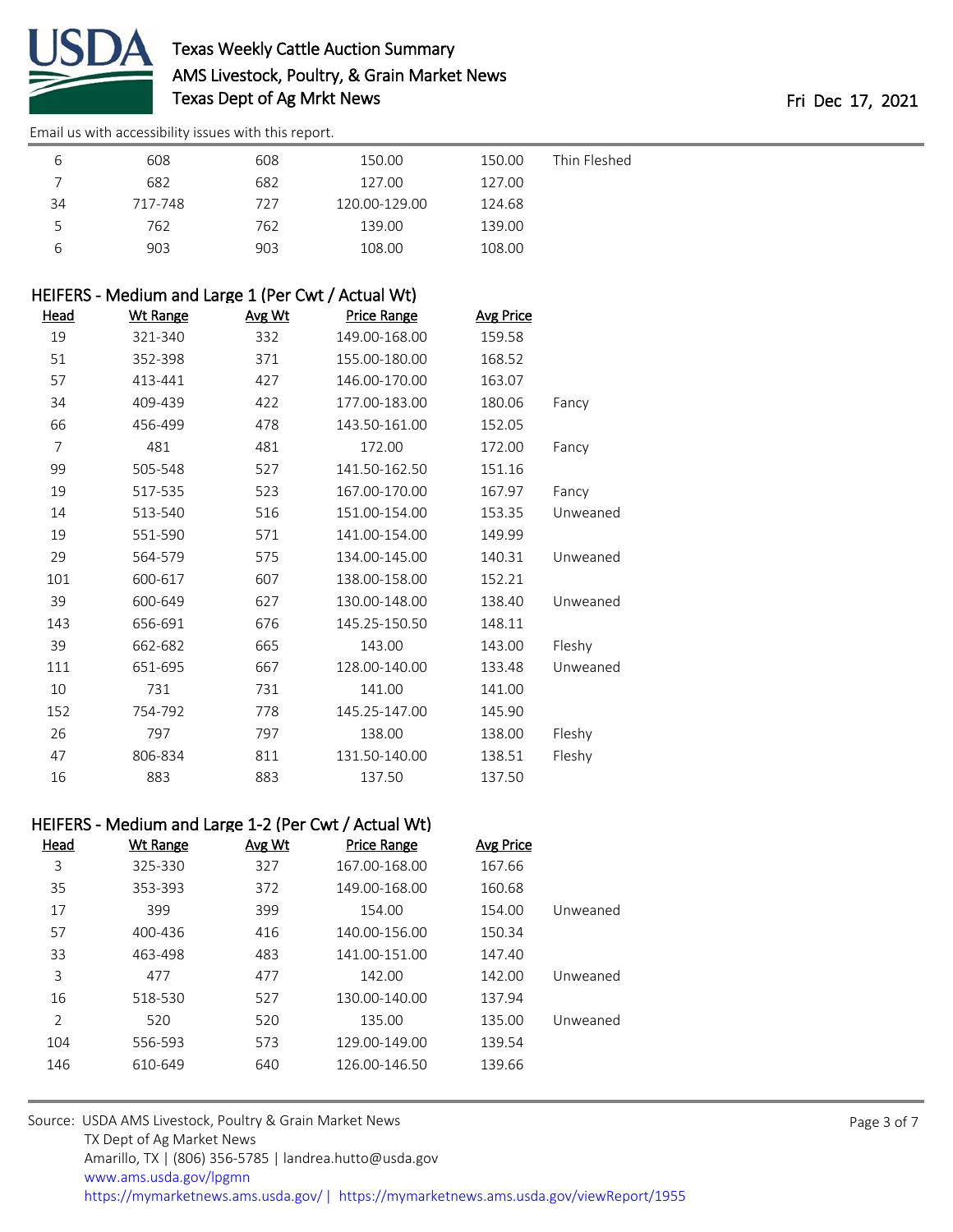| Head | Wt Range | Avg Wt | Price Range | Avg Price | |
|---|---|---|---|---|---|
| 6 | 608 | 608 | 150.00 | 150.00 | Thin Fleshed |
| 7 | 682 | 682 | 127.00 | 127.00 | |
| 34 | 717-748 | 727 | 120.00-129.00 | 124.68 | |
| 5 | 762 | 762 | 139.00 | 139.00 | |
| 6 | 903 | 903 | 108.00 | 108.00 | |

## HEIFERS - Medium and Large 1 (Per Cwt / Actual Wt)

| Head | Wt Range | Avg Wt | Price Range | Avg Price | |
|---|---|---|---|---|---|
| 19 | 321-340 | 332 | 149.00-168.00 | 159.58 | |
| 51 | 352-398 | 371 | 155.00-180.00 | 168.52 | |
| 57 | 413-441 | 427 | 146.00-170.00 | 163.07 | |
| 34 | 409-439 | 422 | 177.00-183.00 | 180.06 | Fancy |
| 66 | 456-499 | 478 | 143.50-161.00 | 152.05 | |
| 7 | 481 | 481 | 172.00 | 172.00 | Fancy |
| 99 | 505-548 | 527 | 141.50-162.50 | 151.16 | |
| 19 | 517-535 | 523 | 167.00-170.00 | 167.97 | Fancy |
| 14 | 513-540 | 516 | 151.00-154.00 | 153.35 | Unweaned |
| 19 | 551-590 | 571 | 141.00-154.00 | 149.99 | |
| 29 | 564-579 | 575 | 134.00-145.00 | 140.31 | Unweaned |
| 101 | 600-617 | 607 | 138.00-158.00 | 152.21 | |
| 39 | 600-649 | 627 | 130.00-148.00 | 138.40 | Unweaned |
| 143 | 656-691 | 676 | 145.25-150.50 | 148.11 | |
| 39 | 662-682 | 665 | 143.00 | 143.00 | Fleshy |
| 111 | 651-695 | 667 | 128.00-140.00 | 133.48 | Unweaned |
| 10 | 731 | 731 | 141.00 | 141.00 | |
| 152 | 754-792 | 778 | 145.25-147.00 | 145.90 | |
| 26 | 797 | 797 | 138.00 | 138.00 | Fleshy |
| 47 | 806-834 | 811 | 131.50-140.00 | 138.51 | Fleshy |
| 16 | 883 | 883 | 137.50 | 137.50 | |

## HEIFERS - Medium and Large 1-2 (Per Cwt / Actual Wt)

| Head | Wt Range | Avg Wt | Price Range | Avg Price | |
|---|---|---|---|---|---|
| 3 | 325-330 | 327 | 167.00-168.00 | 167.66 | |
| 35 | 353-393 | 372 | 149.00-168.00 | 160.68 | |
| 17 | 399 | 399 | 154.00 | 154.00 | Unweaned |
| 57 | 400-436 | 416 | 140.00-156.00 | 150.34 | |
| 33 | 463-498 | 483 | 141.00-151.00 | 147.40 | |
| 3 | 477 | 477 | 142.00 | 142.00 | Unweaned |
| 16 | 518-530 | 527 | 130.00-140.00 | 137.94 | |
| 2 | 520 | 520 | 135.00 | 135.00 | Unweaned |
| 104 | 556-593 | 573 | 129.00-149.00 | 139.54 | |
| 146 | 610-649 | 640 | 126.00-146.50 | 139.66 | |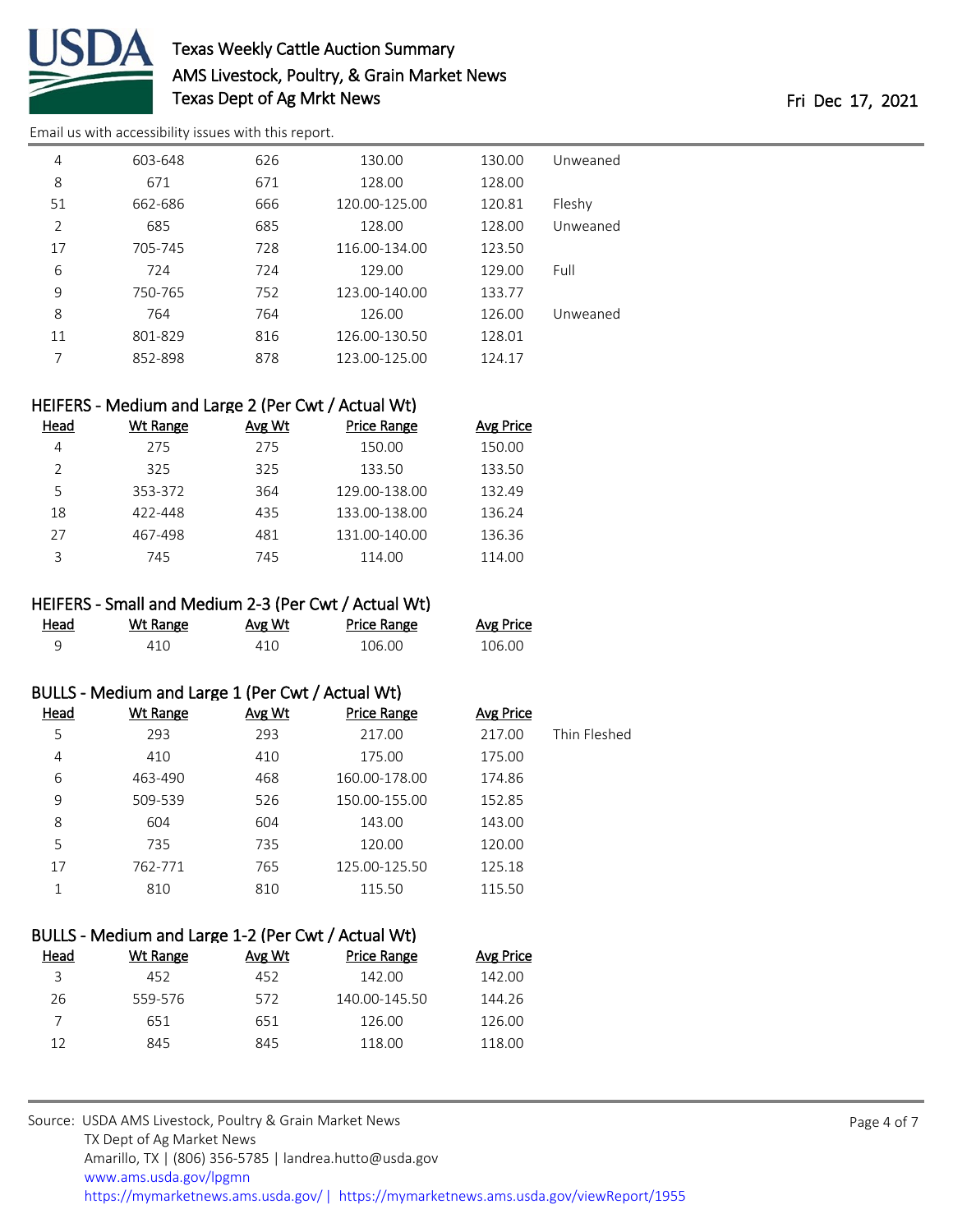| Head | Wt Range | Avg Wt | Price Range | Avg Price | |
|---|---|---|---|---|---|
| 4 | 603-648 | 626 | 130.00 | 130.00 | Unweaned |
| 8 | 671 | 671 | 128.00 | 128.00 | |
| 51 | 662-686 | 666 | 120.00-125.00 | 120.81 | Fleshy |
| 2 | 685 | 685 | 128.00 | 128.00 | Unweaned |
| 17 | 705-745 | 728 | 116.00-134.00 | 123.50 | |
| 6 | 724 | 724 | 129.00 | 129.00 | Full |
| 9 | 750-765 | 752 | 123.00-140.00 | 133.77 | |
| 8 | 764 | 764 | 126.00 | 126.00 | Unweaned |
| 11 | 801-829 | 816 | 126.00-130.50 | 128.01 | |
| 7 | 852-898 | 878 | 123.00-125.00 | 124.17 | |

## HEIFERS - Medium and Large 2 (Per Cwt / Actual Wt)

| Head | Wt Range | Avg Wt | Price Range | Avg Price |
|---|---|---|---|---|
| 4 | 275 | 275 | 150.00 | 150.00 |
| 2 | 325 | 325 | 133.50 | 133.50 |
| 5 | 353-372 | 364 | 129.00-138.00 | 132.49 |
| 18 | 422-448 | 435 | 133.00-138.00 | 136.24 |
| 27 | 467-498 | 481 | 131.00-140.00 | 136.36 |
| 3 | 745 | 745 | 114.00 | 114.00 |

## HEIFERS - Small and Medium 2-3 (Per Cwt / Actual Wt)

| Head | Wt Range | Avg Wt | Price Range | Avg Price |
|---|---|---|---|---|
| 9 | 410 | 410 | 106.00 | 106.00 |

## BULLS - Medium and Large 1 (Per Cwt / Actual Wt)

| Head | Wt Range | Avg Wt | Price Range | Avg Price | |
|---|---|---|---|---|---|
| 5 | 293 | 293 | 217.00 | 217.00 | Thin Fleshed |
| 4 | 410 | 410 | 175.00 | 175.00 | |
| 6 | 463-490 | 468 | 160.00-178.00 | 174.86 | |
| 9 | 509-539 | 526 | 150.00-155.00 | 152.85 | |
| 8 | 604 | 604 | 143.00 | 143.00 | |
| 5 | 735 | 735 | 120.00 | 120.00 | |
| 17 | 762-771 | 765 | 125.00-125.50 | 125.18 | |
| 1 | 810 | 810 | 115.50 | 115.50 | |

## BULLS - Medium and Large 1-2 (Per Cwt / Actual Wt)

| Head | Wt Range | Avg Wt | Price Range | Avg Price |
|---|---|---|---|---|
| 3 | 452 | 452 | 142.00 | 142.00 |
| 26 | 559-576 | 572 | 140.00-145.50 | 144.26 |
| 7 | 651 | 651 | 126.00 | 126.00 |
| 12 | 845 | 845 | 118.00 | 118.00 |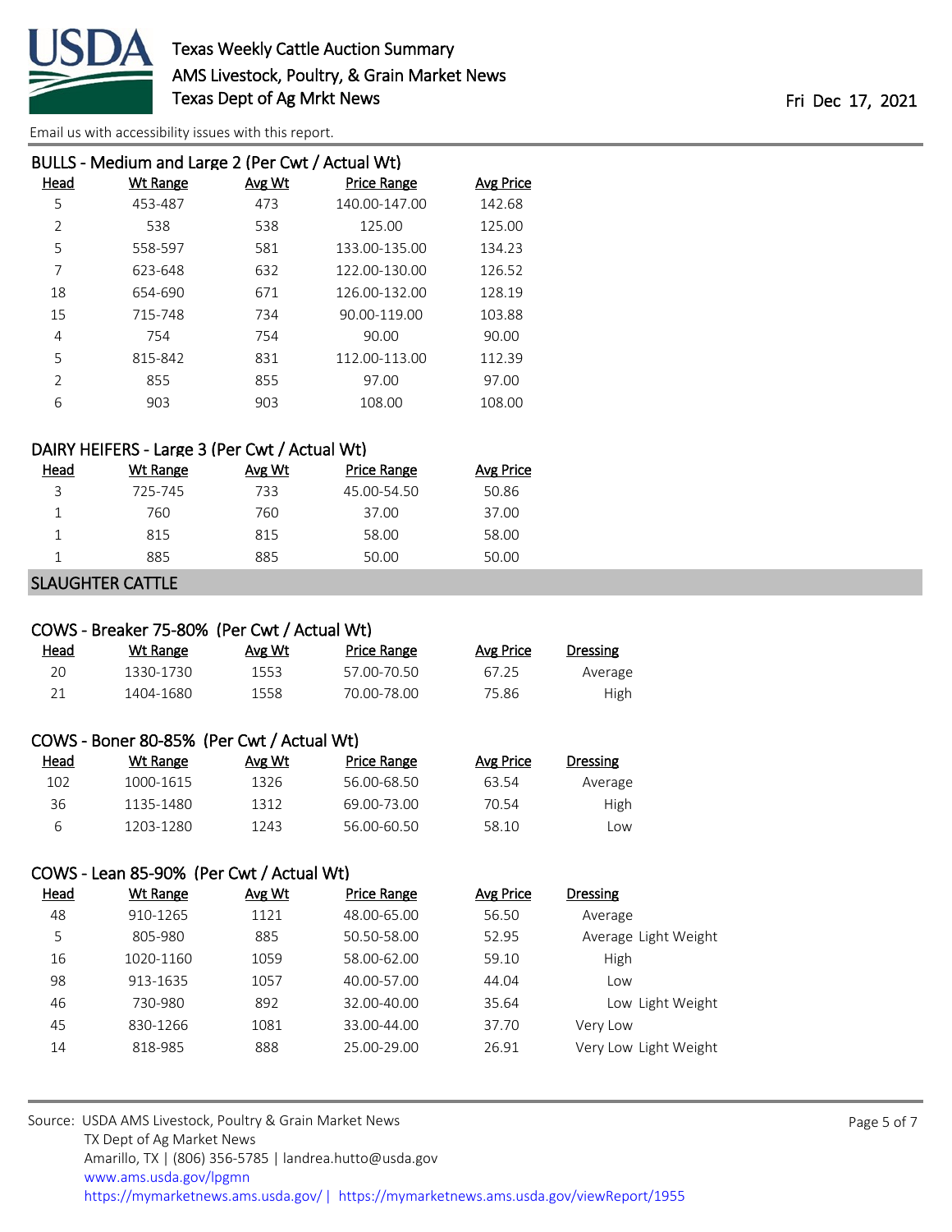## BULLS - Medium and Large 2 (Per Cwt / Actual Wt)

| Head | Wt Range | Avg Wt | Price Range | Avg Price |
|---|---|---|---|---|
| 5 | 453-487 | 473 | 140.00-147.00 | 142.68 |
| 2 | 538 | 538 | 125.00 | 125.00 |
| 5 | 558-597 | 581 | 133.00-135.00 | 134.23 |
| 7 | 623-648 | 632 | 122.00-130.00 | 126.52 |
| 18 | 654-690 | 671 | 126.00-132.00 | 128.19 |
| 15 | 715-748 | 734 | 90.00-119.00 | 103.88 |
| 4 | 754 | 754 | 90.00 | 90.00 |
| 5 | 815-842 | 831 | 112.00-113.00 | 112.39 |
| 2 | 855 | 855 | 97.00 | 97.00 |
| 6 | 903 | 903 | 108.00 | 108.00 |

## DAIRY HEIFERS - Large 3 (Per Cwt / Actual Wt)

| Head | Wt Range | Avg Wt | Price Range | Avg Price |
|---|---|---|---|---|
| 3 | 725-745 | 733 | 45.00-54.50 | 50.86 |
| 1 | 760 | 760 | 37.00 | 37.00 |
| 1 | 815 | 815 | 58.00 | 58.00 |
| 1 | 885 | 885 | 50.00 | 50.00 |

# SLAUGHTER CATTLE

## COWS - Breaker 75-80% (Per Cwt / Actual Wt)

| Head | Wt Range | Avg Wt | Price Range | Avg Price | Dressing |
|---|---|---|---|---|---|
| 20 | 1330-1730 | 1553 | 57.00-70.50 | 67.25 | Average |
| 21 | 1404-1680 | 1558 | 70.00-78.00 | 75.86 | High |

## COWS - Boner 80-85% (Per Cwt / Actual Wt)

| Head | Wt Range | Avg Wt | Price Range | Avg Price | Dressing |
|---|---|---|---|---|---|
| 102 | 1000-1615 | 1326 | 56.00-68.50 | 63.54 | Average |
| 36 | 1135-1480 | 1312 | 69.00-73.00 | 70.54 | High |
| 6 | 1203-1280 | 1243 | 56.00-60.50 | 58.10 | Low |

## COWS - Lean 85-90% (Per Cwt / Actual Wt)

| Head | Wt Range | Avg Wt | Price Range | Avg Price | Dressing |
|---|---|---|---|---|---|
| 48 | 910-1265 | 1121 | 48.00-65.00 | 56.50 | Average |
| 5 | 805-980 | 885 | 50.50-58.00 | 52.95 | Average Light Weight |
| 16 | 1020-1160 | 1059 | 58.00-62.00 | 59.10 | High |
| 98 | 913-1635 | 1057 | 40.00-57.00 | 44.04 | Low |
| 46 | 730-980 | 892 | 32.00-40.00 | 35.64 | Low Light Weight |
| 45 | 830-1266 | 1081 | 33.00-44.00 | 37.70 | Very Low |
| 14 | 818-985 | 888 | 25.00-29.00 | 26.91 | Very Low Light Weight |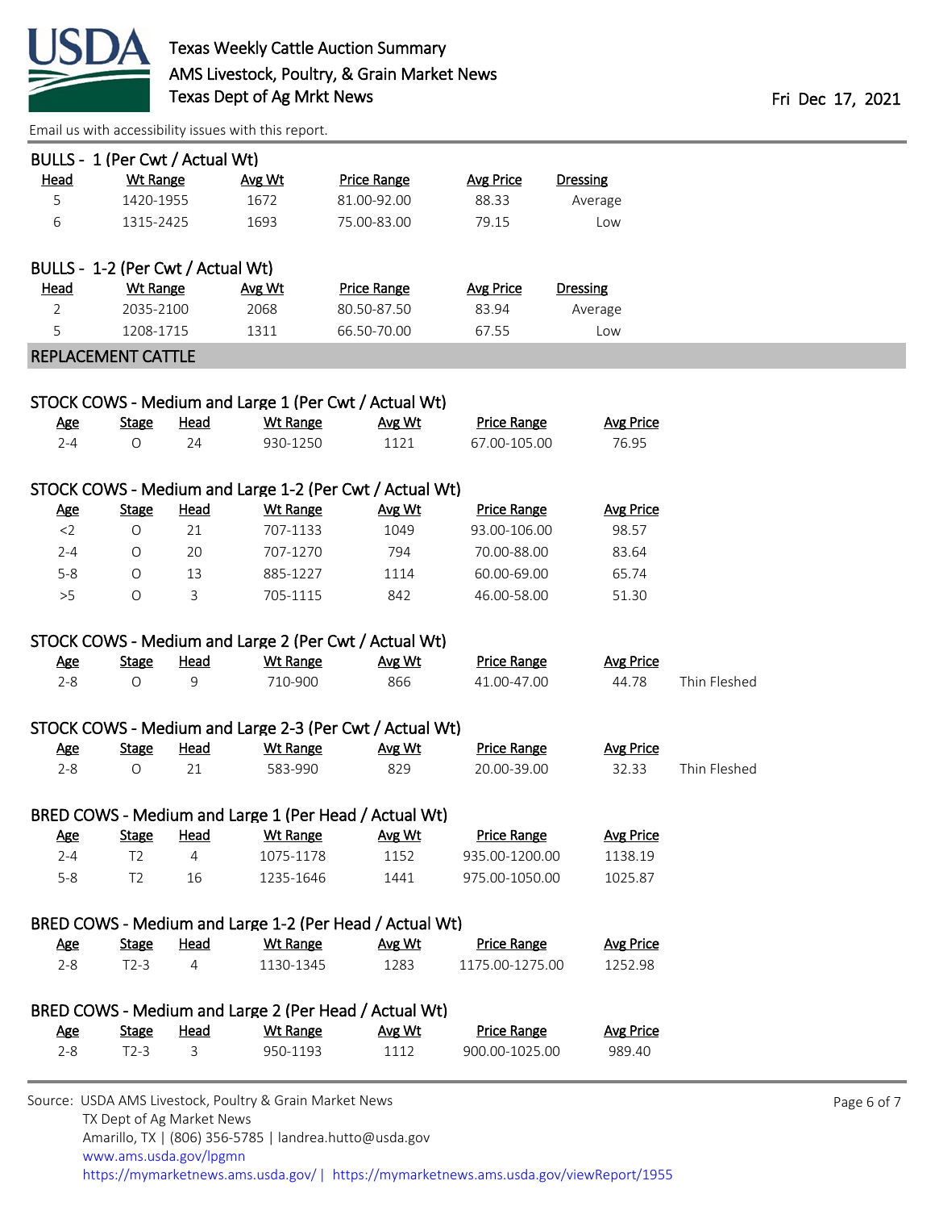Texas Weekly Cattle Auction Summary
AMS Livestock, Poultry, & Grain Market News
Texas Dept of Ag Mrkt News

Fri Dec 17, 2021

Email us with accessibility issues with this report.

### BULLS - 1 (Per Cwt / Actual Wt)

| Head | Wt Range | Avg Wt | Price Range | Avg Price | Dressing |
|---|---|---|---|---|---|
| 5 | 1420-1955 | 1672 | 81.00-92.00 | 88.33 | Average |
| 6 | 1315-2425 | 1693 | 75.00-83.00 | 79.15 | Low |

### BULLS - 1-2 (Per Cwt / Actual Wt)

| Head | Wt Range | Avg Wt | Price Range | Avg Price | Dressing |
|---|---|---|---|---|---|
| 2 | 2035-2100 | 2068 | 80.50-87.50 | 83.94 | Average |
| 5 | 1208-1715 | 1311 | 66.50-70.00 | 67.55 | Low |

## REPLACEMENT CATTLE

### STOCK COWS - Medium and Large 1 (Per Cwt / Actual Wt)

| Age | Stage | Head | Wt Range | Avg Wt | Price Range | Avg Price |
|---|---|---|---|---|---|---|
| 2-4 | O | 24 | 930-1250 | 1121 | 67.00-105.00 | 76.95 |

### STOCK COWS - Medium and Large 1-2 (Per Cwt / Actual Wt)

| Age | Stage | Head | Wt Range | Avg Wt | Price Range | Avg Price |
|---|---|---|---|---|---|---|
| <2 | O | 21 | 707-1133 | 1049 | 93.00-106.00 | 98.57 |
| 2-4 | O | 20 | 707-1270 | 794 | 70.00-88.00 | 83.64 |
| 5-8 | O | 13 | 885-1227 | 1114 | 60.00-69.00 | 65.74 |
| >5 | O | 3 | 705-1115 | 842 | 46.00-58.00 | 51.30 |

### STOCK COWS - Medium and Large 2 (Per Cwt / Actual Wt)

| Age | Stage | Head | Wt Range | Avg Wt | Price Range | Avg Price | |
|---|---|---|---|---|---|---|---|
| 2-8 | O | 9 | 710-900 | 866 | 41.00-47.00 | 44.78 | Thin Fleshed |

### STOCK COWS - Medium and Large 2-3 (Per Cwt / Actual Wt)

| Age | Stage | Head | Wt Range | Avg Wt | Price Range | Avg Price | |
|---|---|---|---|---|---|---|---|
| 2-8 | O | 21 | 583-990 | 829 | 20.00-39.00 | 32.33 | Thin Fleshed |

### BRED COWS - Medium and Large 1 (Per Head / Actual Wt)

| Age | Stage | Head | Wt Range | Avg Wt | Price Range | Avg Price |
|---|---|---|---|---|---|---|
| 2-4 | T2 | 4 | 1075-1178 | 1152 | 935.00-1200.00 | 1138.19 |
| 5-8 | T2 | 16 | 1235-1646 | 1441 | 975.00-1050.00 | 1025.87 |

### BRED COWS - Medium and Large 1-2 (Per Head / Actual Wt)

| Age | Stage | Head | Wt Range | Avg Wt | Price Range | Avg Price |
|---|---|---|---|---|---|---|
| 2-8 | T2-3 | 4 | 1130-1345 | 1283 | 1175.00-1275.00 | 1252.98 |

### BRED COWS - Medium and Large 2 (Per Head / Actual Wt)

| Age | Stage | Head | Wt Range | Avg Wt | Price Range | Avg Price |
|---|---|---|---|---|---|---|
| 2-8 | T2-3 | 3 | 950-1193 | 1112 | 900.00-1025.00 | 989.40 |

Source: USDA AMS Livestock, Poultry & Grain Market News
TX Dept of Ag Market News
Amarillo, TX | (806) 356-5785 | landrea.hutto@usda.gov
www.ams.usda.gov/lpgmn
https://mymarketnews.ams.usda.gov/ | https://mymarketnews.ams.usda.gov/viewReport/1955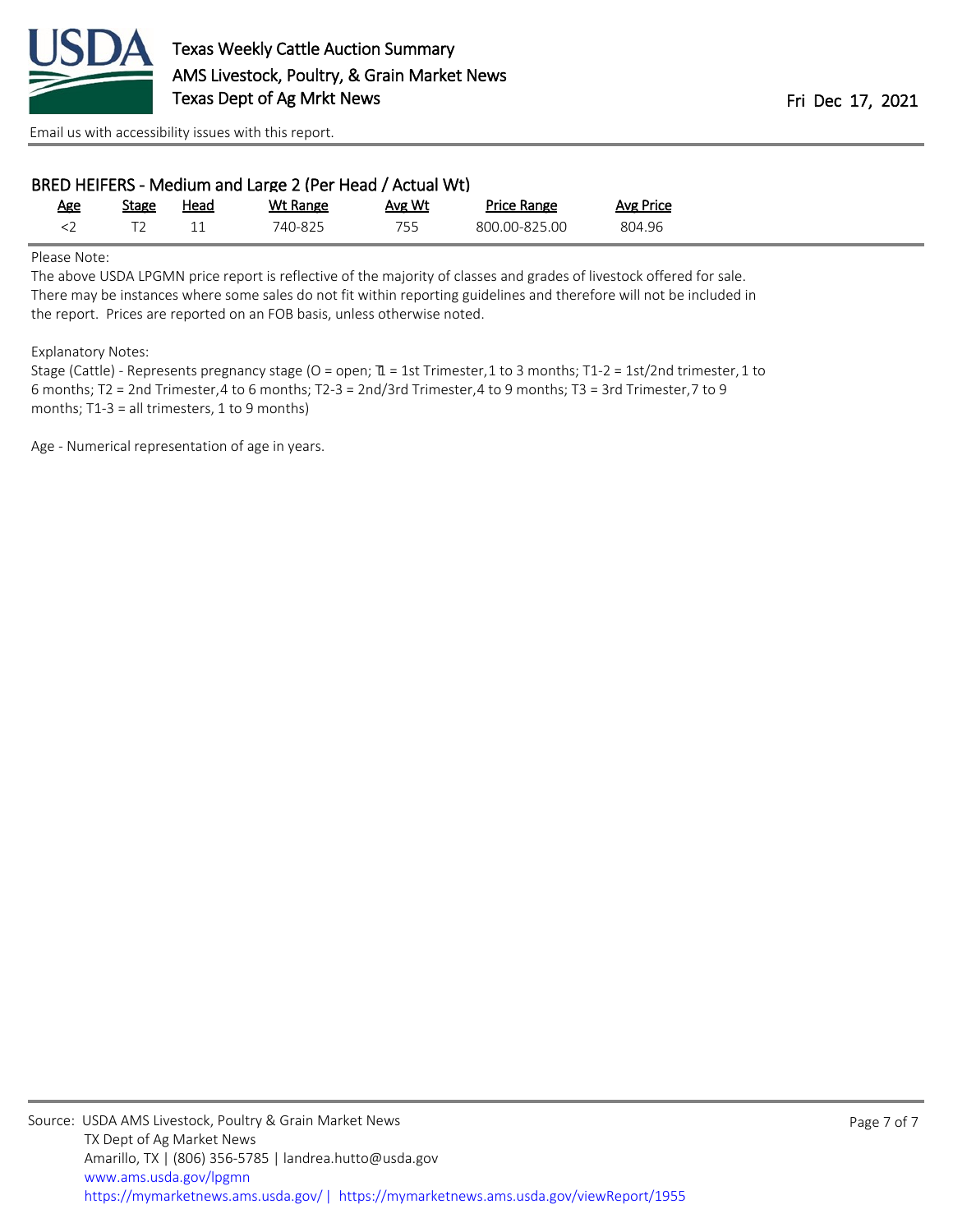Email us with accessibility issues with this report.

## BRED HEIFERS - Medium and Large 2 (Per Head / Actual Wt)

| Age | Stage | Head | Wt Range | Avg Wt | Price Range | Avg Price |
|---|---|---|---|---|---|---|
| <2 | T2 | 11 | 740-825 | 755 | 800.00-825.00 | 804.96 |

Please Note:
The above USDA LPGMN price report is reflective of the majority of classes and grades of livestock offered for sale. There may be instances where some sales do not fit within reporting guidelines and therefore will not be included in the report. Prices are reported on an FOB basis, unless otherwise noted.

Explanatory Notes:
Stage (Cattle) - Represents pregnancy stage (O = open; T1 = 1st Trimester,1 to 3 months; T1-2 = 1st/2nd trimester, 1 to 6 months; T2 = 2nd Trimester,4 to 6 months; T2-3 = 2nd/3rd Trimester,4 to 9 months; T3 = 3rd Trimester,7 to 9 months; T1-3 = all trimesters, 1 to 9 months)

Age - Numerical representation of age in years.

Source: USDA AMS Livestock, Poultry & Grain Market News
TX Dept of Ag Market News
Amarillo, TX | (806) 356-5785 | landrea.hutto@usda.gov
www.ams.usda.gov/lpgmn
https://mymarketnews.ams.usda.gov/ | https://mymarketnews.ams.usda.gov/viewReport/1955